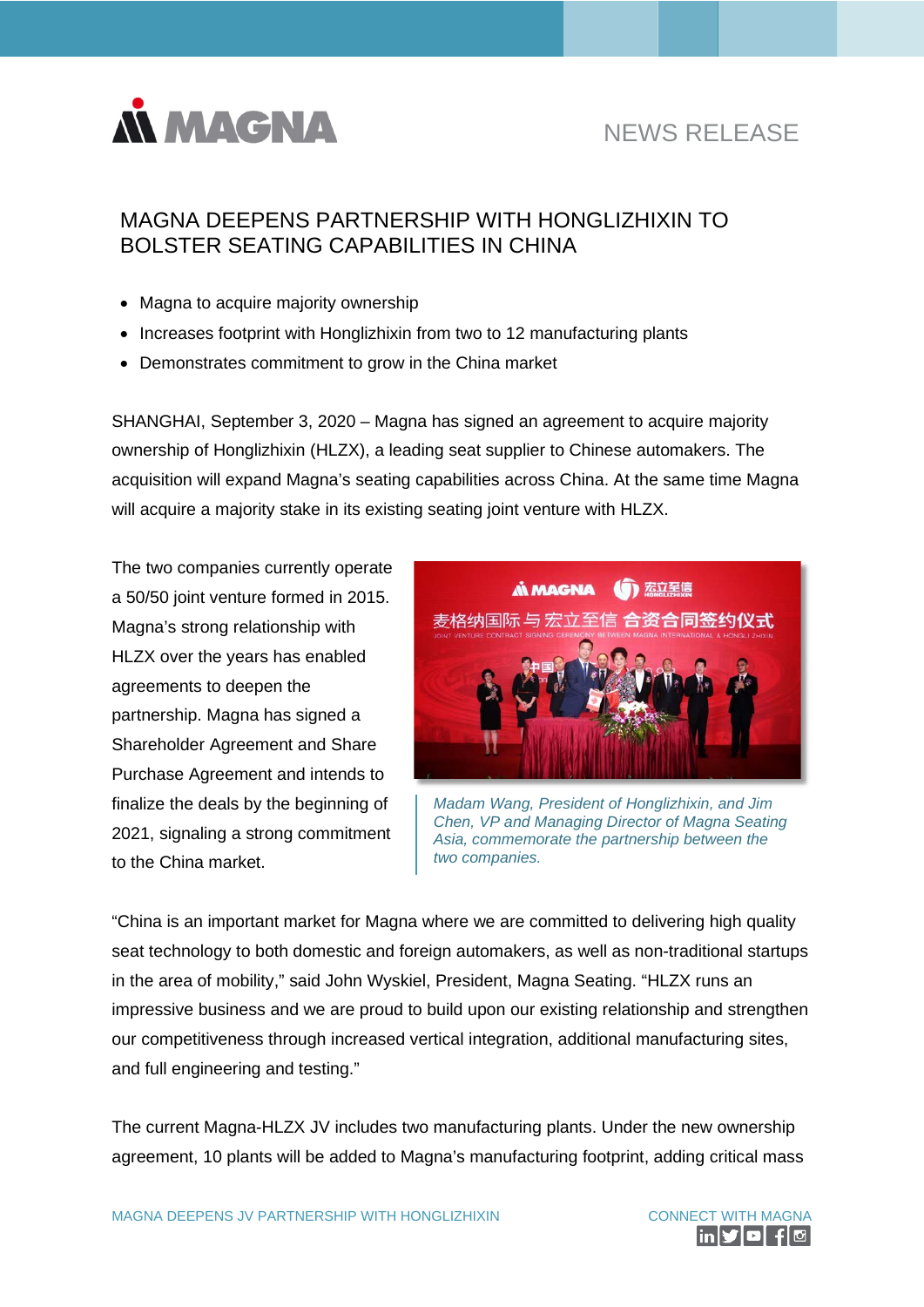NEWS RELEASE

# MAGNA DEEPENS PARTNERSHIP WITH HONGLIZHIXIN TO BOLSTER SEATING CAPABILITIES IN CHINA

- Magna to acquire majority ownership
- Increases footprint with Honglizhixin from two to 12 manufacturing plants
- Demonstrates commitment to grow in the China market

SHANGHAI, September 3, 2020 – Magna has signed an agreement to acquire majority ownership of Honglizhixin (HLZX), a leading seat supplier to Chinese automakers. The acquisition will expand Magna's seating capabilities across China. At the same time Magna will acquire a majority stake in its existing seating joint venture with HLZX.

The two companies currently operate a 50/50 joint venture formed in 2015. Magna's strong relationship with HLZX over the years has enabled agreements to deepen the partnership. Magna has signed a Shareholder Agreement and Share Purchase Agreement and intends to finalize the deals by the beginning of 2021, signaling a strong commitment to the China market.

*Madam Wang, President of Honglizhixin, and Jim Chen, VP and Managing Director of Magna Seating Asia, commemorate the partnership between the two companies.*

"China is an important market for Magna where we are committed to delivering high quality seat technology to both domestic and foreign automakers, as well as non-traditional startups in the area of mobility," said John Wyskiel, President, Magna Seating. "HLZX runs an impressive business and we are proud to build upon our existing relationship and strengthen our competitiveness through increased vertical integration, additional manufacturing sites, and full engineering and testing."

The current Magna-HLZX JV includes two manufacturing plants. Under the new ownership agreement, 10 plants will be added to Magna's manufacturing footprint, adding critical mass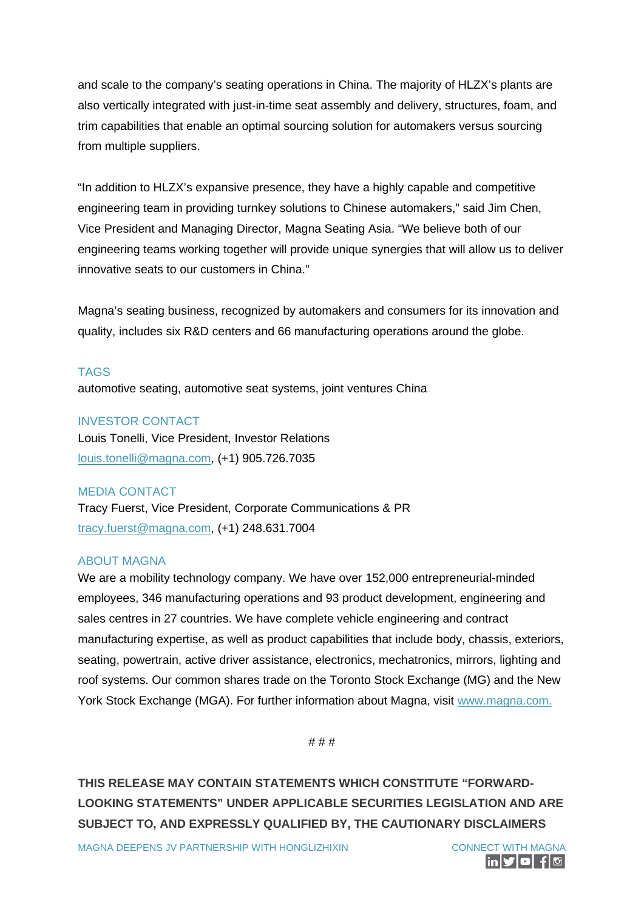and scale to the company's seating operations in China. The majority of HLZX's plants are also vertically integrated with just-in-time seat assembly and delivery, structures, foam, and trim capabilities that enable an optimal sourcing solution for automakers versus sourcing from multiple suppliers.

"In addition to HLZX's expansive presence, they have a highly capable and competitive engineering team in providing turnkey solutions to Chinese automakers," said Jim Chen, Vice President and Managing Director, Magna Seating Asia. "We believe both of our engineering teams working together will provide unique synergies that will allow us to deliver innovative seats to our customers in China."

Magna's seating business, recognized by automakers and consumers for its innovation and quality, includes six R&D centers and 66 manufacturing operations around the globe.

## TAGS

automotive seating, automotive seat systems, joint ventures China

## INVESTOR CONTACT

Louis Tonelli, Vice President, Investor Relations
louis.tonelli@magna.com, (+1) 905.726.7035

## MEDIA CONTACT

Tracy Fuerst, Vice President, Corporate Communications & PR
tracy.fuerst@magna.com, (+1) 248.631.7004

## ABOUT MAGNA

We are a mobility technology company. We have over 152,000 entrepreneurial-minded employees, 346 manufacturing operations and 93 product development, engineering and sales centres in 27 countries. We have complete vehicle engineering and contract manufacturing expertise, as well as product capabilities that include body, chassis, exteriors, seating, powertrain, active driver assistance, electronics, mechatronics, mirrors, lighting and roof systems. Our common shares trade on the Toronto Stock Exchange (MG) and the New York Stock Exchange (MGA). For further information about Magna, visit www.magna.com.

# # #

**THIS RELEASE MAY CONTAIN STATEMENTS WHICH CONSTITUTE "FORWARD-LOOKING STATEMENTS" UNDER APPLICABLE SECURITIES LEGISLATION AND ARE SUBJECT TO, AND EXPRESSLY QUALIFIED BY, THE CAUTIONARY DISCLAIMERS**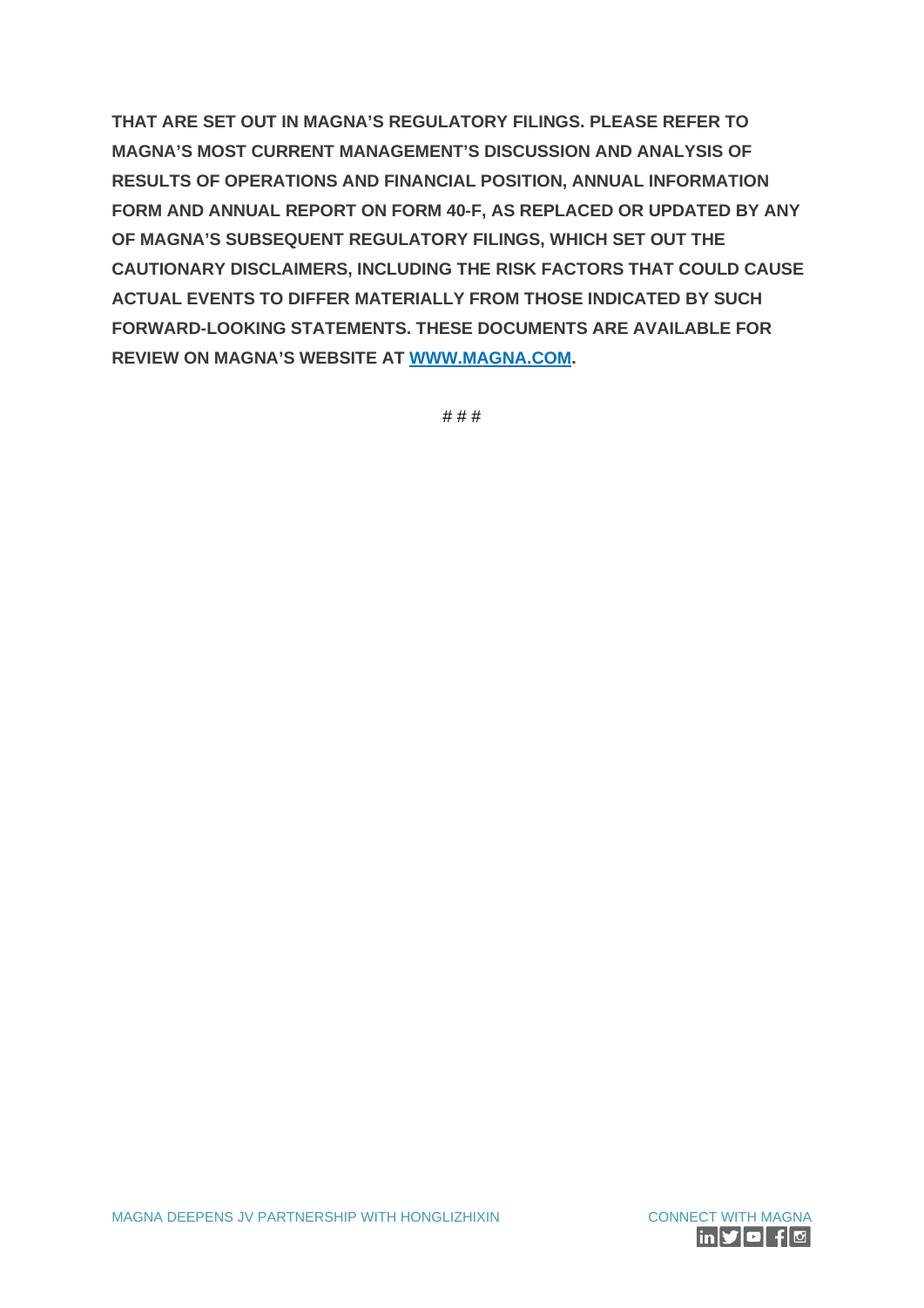**THAT ARE SET OUT IN MAGNA'S REGULATORY FILINGS. PLEASE REFER TO MAGNA'S MOST CURRENT MANAGEMENT'S DISCUSSION AND ANALYSIS OF RESULTS OF OPERATIONS AND FINANCIAL POSITION, ANNUAL INFORMATION FORM AND ANNUAL REPORT ON FORM 40-F, AS REPLACED OR UPDATED BY ANY OF MAGNA'S SUBSEQUENT REGULATORY FILINGS, WHICH SET OUT THE CAUTIONARY DISCLAIMERS, INCLUDING THE RISK FACTORS THAT COULD CAUSE ACTUAL EVENTS TO DIFFER MATERIALLY FROM THOSE INDICATED BY SUCH FORWARD-LOOKING STATEMENTS. THESE DOCUMENTS ARE AVAILABLE FOR REVIEW ON MAGNA'S WEBSITE AT WWW.MAGNA.COM.**

# # #